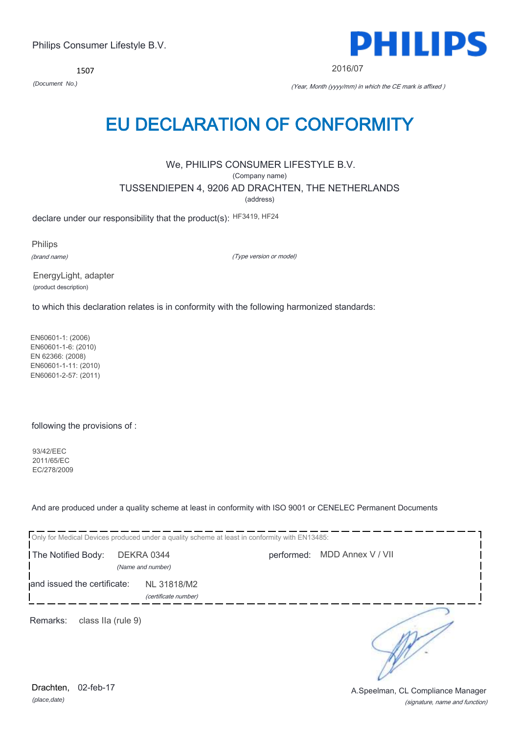Philips Consumer Lifestyle B.V.

**PHILIPS**

1507

*(Document No.)*

2016/07

*(Year, Month (yyyy/mm) in which the CE mark is affixed )*

# EU DECLARATION OF CONFORMITY

We, PHILIPS CONSUMER LIFESTYLE B.V.

(Company name)

TUSSENDIEPEN 4, 9206 AD DRACHTEN, THE NETHERLANDS

(address)

declare under our responsibility that the product(s): HF3419, HF24

Philips

*(brand name)*

*(Type version or model)*

EnergyLight, adapter

(product description)

to which this declaration relates is in conformity with the following harmonized standards:

EN60601-1: (2006)
EN60601-1-6: (2010)
EN 62366: (2008)
EN60601-1-11: (2010)
EN60601-2-57: (2011)

following the provisions of :

93/42/EEC
2011/65/EC
EC/278/2009

And are produced under a quality scheme at least in conformity with ISO 9001 or CENELEC Permanent Documents

Only for Medical Devices produced under a quality scheme at least in conformity with EN13485:

The Notified Body: DEKRA 0344 *(Name and number)* performed: MDD Annex V / VII

and issued the certificate: NL 31818/M2 *(certificate number)*

Remarks: class IIa (rule 9)

Drachten, 02-feb-17

*(place,date)*

A.Speelman, CL Compliance Manager

*(signature, name and function)*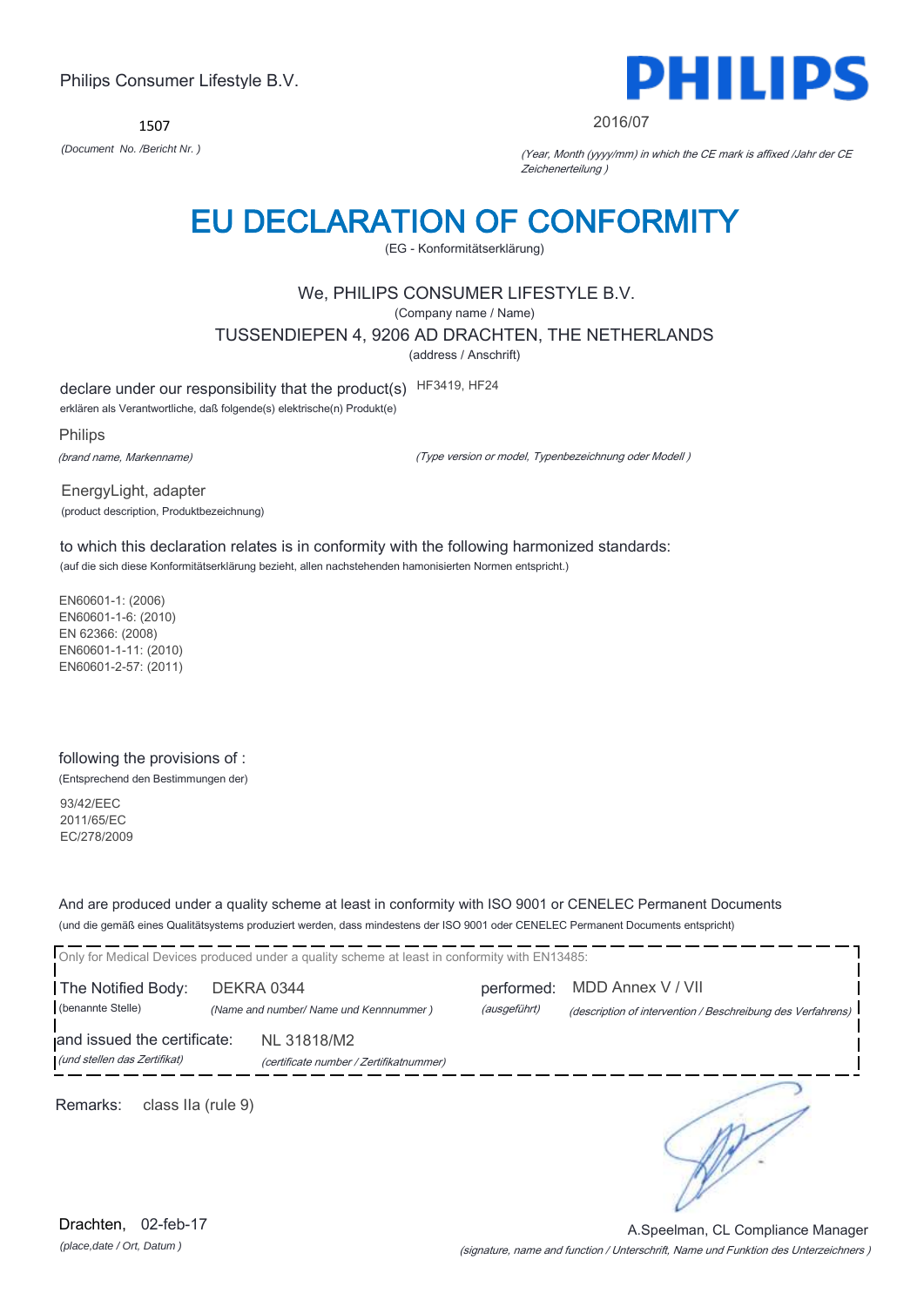Philips Consumer Lifestyle B.V.

**PHILIPS**

1507

*(Document No. /Bericht Nr. )*

2016/07

*(Year, Month (yyyy/mm) in which the CE mark is affixed /Jahr der CE Zeichenerteilung )*

# EU DECLARATION OF CONFORMITY

(EG - Konformitätserklärung)

We, PHILIPS CONSUMER LIFESTYLE B.V.

(Company name / Name)

TUSSENDIEPEN 4, 9206 AD DRACHTEN, THE NETHERLANDS

(address / Anschrift)

declare under our responsibility that the product(s) HF3419, HF24

erklären als Verantwortliche, daß folgende(s) elektrische(n) Produkt(e)

Philips

*(brand name, Markenname)*

*(Type version or model, Typenbezeichnung oder Modell )*

EnergyLight, adapter

(product description, Produktbezeichnung)

to which this declaration relates is in conformity with the following harmonized standards:

(auf die sich diese Konformitätserklärung bezieht, allen nachstehenden hamonisierten Normen entspricht.)

EN60601-1: (2006)
EN60601-1-6: (2010)
EN 62366: (2008)
EN60601-1-11: (2010)
EN60601-2-57: (2011)

following the provisions of :

(Entsprechend den Bestimmungen der)

93/42/EEC
2011/65/EC
EC/278/2009

And are produced under a quality scheme at least in conformity with ISO 9001 or CENELEC Permanent Documents

(und die gemäß eines Qualitätsystems produziert werden, dass mindestens der ISO 9001 oder CENELEC Permanent Documents entspricht)

Only for Medical Devices produced under a quality scheme at least in conformity with EN13485:

The Notified Body: DEKRA 0344 — performed: MDD Annex V / VII

(benannte Stelle) *(Name and number/ Name und Kennnummer )* — *(ausgeführt)* *(description of intervention / Beschreibung des Verfahrens)*

and issued the certificate: NL 31818/M2

*(und stellen das Zertifikat)* *(certificate number / Zertifikatnummer)*

Remarks: class IIa (rule 9)

Drachten, 02-feb-17

*(place,date / Ort, Datum )*

A.Speelman, CL Compliance Manager

*(signature, name and function / Unterschrift, Name und Funktion des Unterzeichners )*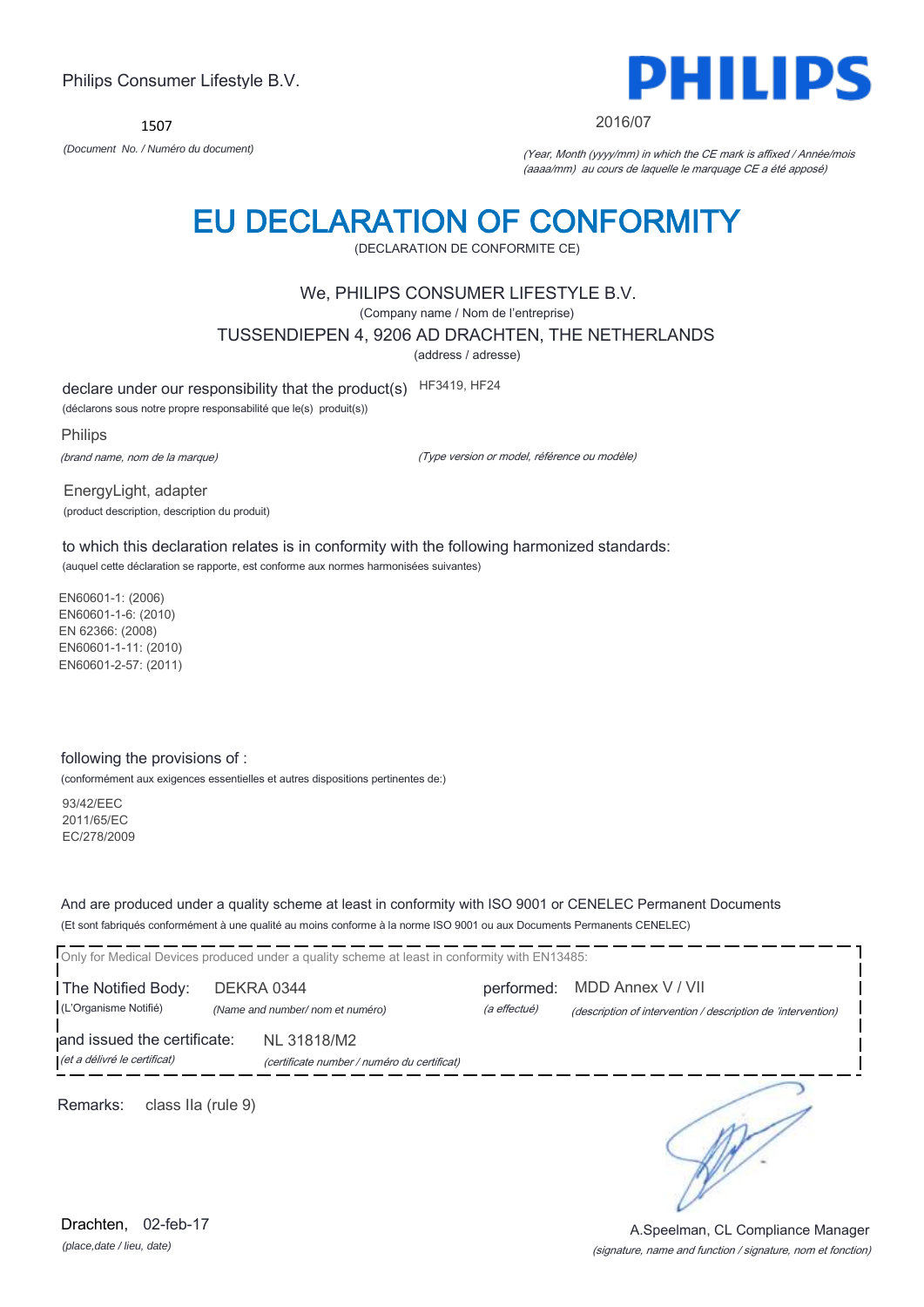Philips Consumer Lifestyle B.V.

1507

*(Document No. / Numéro du document)*

**PHILIPS**

2016/07

*(Year, Month (yyyy/mm) in which the CE mark is affixed / Année/mois (aaaa/mm) au cours de laquelle le marquage CE a été apposé)*

# EU DECLARATION OF CONFORMITY

(DECLARATION DE CONFORMITE CE)

We, PHILIPS CONSUMER LIFESTYLE B.V.

(Company name / Nom de l'entreprise)

TUSSENDIEPEN 4, 9206 AD DRACHTEN, THE NETHERLANDS

(address / adresse)

declare under our responsibility that the product(s) HF3419, HF24

(déclarons sous notre propre responsabilité que le(s) produit(s))

Philips

*(brand name, nom de la marque)*

*(Type version or model, référence ou modèle)*

EnergyLight, adapter

(product description, description du produit)

to which this declaration relates is in conformity with the following harmonized standards:

(auquel cette déclaration se rapporte, est conforme aux normes harmonisées suivantes)

EN60601-1: (2006)
EN60601-1-6: (2010)
EN 62366: (2008)
EN60601-1-11: (2010)
EN60601-2-57: (2011)

following the provisions of :

(conformément aux exigences essentielles et autres dispositions pertinentes de:)

93/42/EEC
2011/65/EC
EC/278/2009

And are produced under a quality scheme at least in conformity with ISO 9001 or CENELEC Permanent Documents

(Et sont fabriqués conformément à une qualité au moins conforme à la norme ISO 9001 ou aux Documents Permanents CENELEC)

Only for Medical Devices produced under a quality scheme at least in conformity with EN13485:

The Notified Body: DEKRA 0344 performed: MDD Annex V / VII

(L'Organisme Notifié) *(Name and number/ nom et numéro)* *(a effectué)* *(description of intervention / description de 'intervention)*

and issued the certificate: NL 31818/M2

*(et a délivré le certificat)* *(certificate number / numéro du certificat)*

Remarks: class IIa (rule 9)

Drachten, 02-feb-17

*(place,date / lieu, date)*

A.Speelman, CL Compliance Manager

*(signature, name and function / signature, nom et fonction)*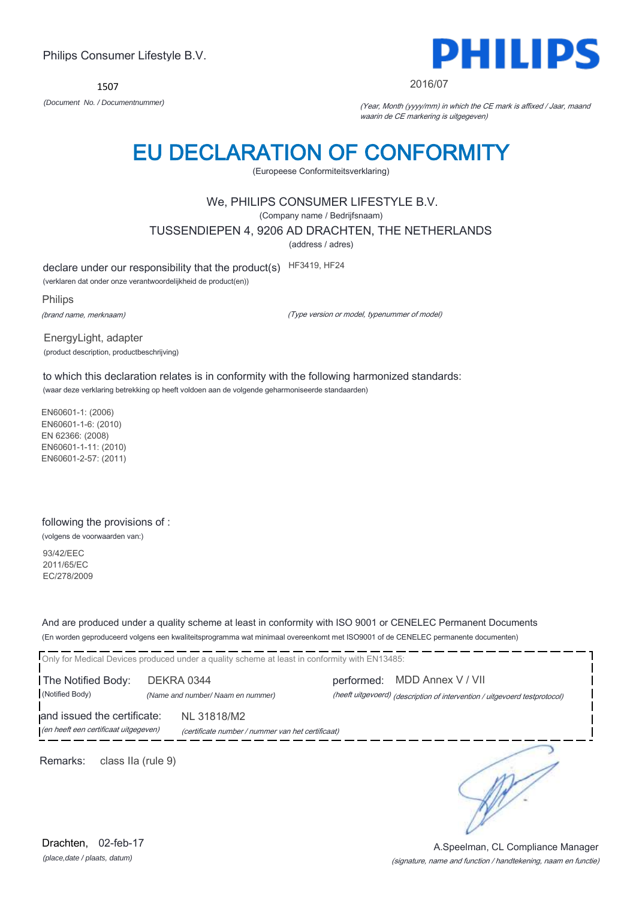Philips Consumer Lifestyle B.V.

1507

*(Document No. / Documentnummer)*

**PHILIPS**

2016/07

*(Year, Month (yyyy/mm) in which the CE mark is affixed / Jaar, maand waarin de CE markering is uitgegeven)*

# EU DECLARATION OF CONFORMITY

(Europeese Conformiteitsverklaring)

We, PHILIPS CONSUMER LIFESTYLE B.V.

(Company name / Bedrijfsnaam)

TUSSENDIEPEN 4, 9206 AD DRACHTEN, THE NETHERLANDS

(address / adres)

declare under our responsibility that the product(s) HF3419, HF24

(verklaren dat onder onze verantwoordelijkheid de product(en))

Philips

*(brand name, merknaam)* *(Type version or model, typenummer of model)*

EnergyLight, adapter

(product description, productbeschrijving)

to which this declaration relates is in conformity with the following harmonized standards:

(waar deze verklaring betrekking op heeft voldoen aan de volgende geharmoniseerde standaarden)

EN60601-1: (2006)
EN60601-1-6: (2010)
EN 62366: (2008)
EN60601-1-11: (2010)
EN60601-2-57: (2011)

following the provisions of :

(volgens de voorwaarden van:)

93/42/EEC
2011/65/EC
EC/278/2009

And are produced under a quality scheme at least in conformity with ISO 9001 or CENELEC Permanent Documents

(En worden geproduceerd volgens een kwaliteitsprogramma wat minimaal overeenkomt met ISO9001 of de CENELEC permanente documenten)

Only for Medical Devices produced under a quality scheme at least in conformity with EN13485:

The Notified Body: DEKRA 0344 performed: MDD Annex V / VII

(Notified Body) *(Name and number/ Naam en nummer)* *(heeft uitgevoerd) (description of intervention / uitgevoerd testprotocol)*

and issued the certificate: NL 31818/M2

*(en heeft een certificaat uitgegeven)* *(certificate number / nummer van het certificaat)*

Remarks: class IIa (rule 9)

Drachten, 02-feb-17

*(place,date / plaats, datum)*

A.Speelman, CL Compliance Manager

*(signature, name and function / handtekening, naam en functie)*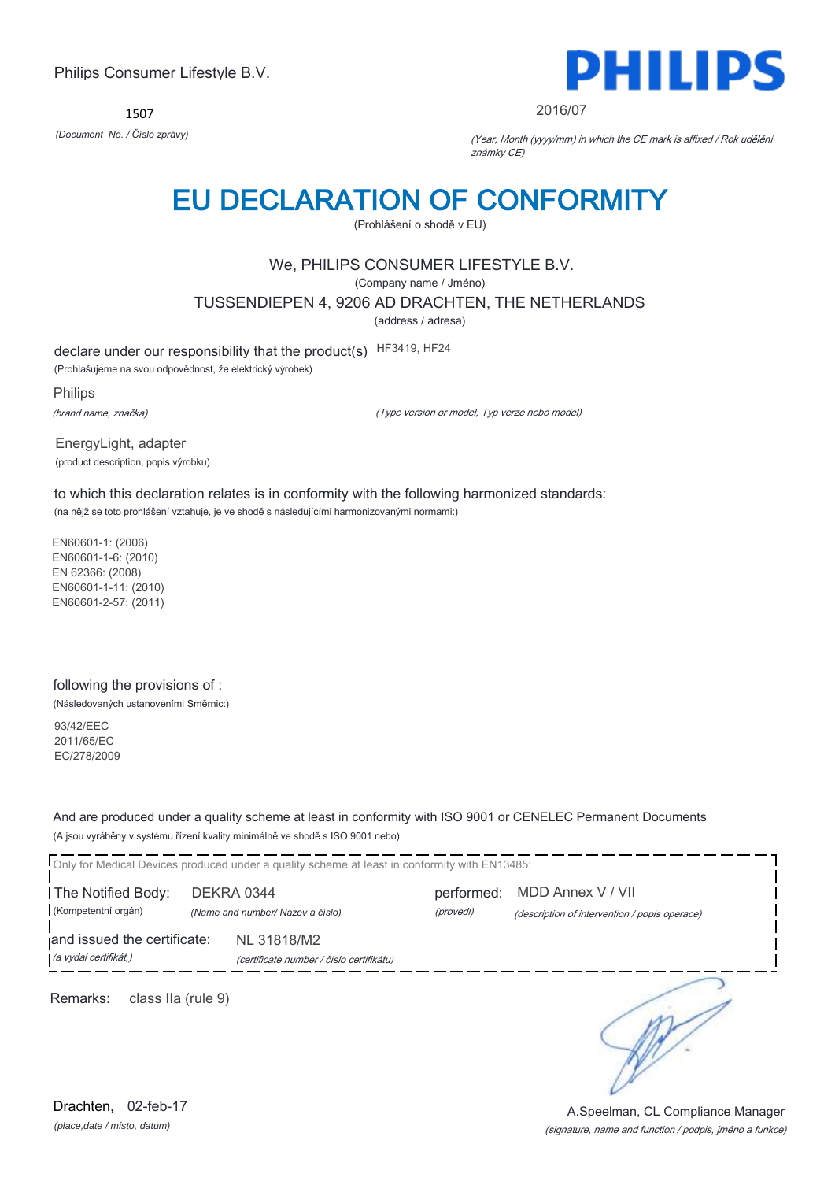Philips Consumer Lifestyle B.V.

**PHILIPS**

1507

*(Document No. / Číslo zprávy)*

2016/07

*(Year, Month (yyyy/mm) in which the CE mark is affixed / Rok udělění známky CE)*

# EU DECLARATION OF CONFORMITY

(Prohlášení o shodě v EU)

We, PHILIPS CONSUMER LIFESTYLE B.V.

(Company name / Jméno)

TUSSENDIEPEN 4, 9206 AD DRACHTEN, THE NETHERLANDS

(address / adresa)

declare under our responsibility that the product(s) HF3419, HF24

(Prohlašujeme na svou odpovědnost, že elektrický výrobek)

Philips

*(brand name, značka)*

*(Type version or model, Typ verze nebo model)*

EnergyLight, adapter

(product description, popis výrobku)

to which this declaration relates is in conformity with the following harmonized standards:

(na nějž se toto prohlášení vztahuje, je ve shodě s následujícími harmonizovanými normami:)

EN60601-1: (2006)
EN60601-1-6: (2010)
EN 62366: (2008)
EN60601-1-11: (2010)
EN60601-2-57: (2011)

following the provisions of :

(Následovaných ustanoveními Směrnic:)

93/42/EEC
2011/65/EC
EC/278/2009

And are produced under a quality scheme at least in conformity with ISO 9001 or CENELEC Permanent Documents

(A jsou vyráběny v systému řízení kvality minimálně ve shodě s ISO 9001 nebo)

Only for Medical Devices produced under a quality scheme at least in conformity with EN13485:

The Notified Body: DEKRA 0344 — performed: MDD Annex V / VII

(Kompetentní orgán) *(Name and number/ Název a číslo)* *(provedl)* *(description of intervention / popis operace)*

and issued the certificate: NL 31818/M2

*(a vydal certifikát,)* *(certificate number / číslo certifikátu)*

Remarks: class IIa (rule 9)

Drachten, 02-feb-17

*(place,date / místo, datum)*

A.Speelman, CL Compliance Manager

*(signature, name and function / podpis, jméno a funkce)*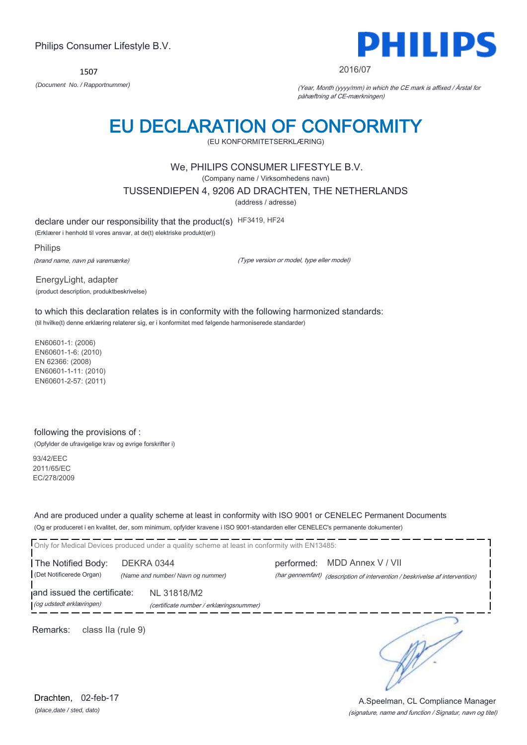Philips Consumer Lifestyle B.V.

**PHILIPS**

1507

*(Document No. / Rapportnummer)*

2016/07

*(Year, Month (yyyy/mm) in which the CE mark is affixed / Årstal for påhæftning af CE-mærkningen)*

# EU DECLARATION OF CONFORMITY

(EU KONFORMITETSERKLÆRING)

We, PHILIPS CONSUMER LIFESTYLE B.V.

(Company name / Virksomhedens navn)

TUSSENDIEPEN 4, 9206 AD DRACHTEN, THE NETHERLANDS

(address / adresse)

declare under our responsibility that the product(s) HF3419, HF24

(Erklærer i henhold til vores ansvar, at de(t) elektriske produkt(er))

Philips

*(brand name, navn på varemærke)*

*(Type version or model, type eller model)*

EnergyLight, adapter

(product description, produktbeskrivelse)

to which this declaration relates is in conformity with the following harmonized standards:

(til hvilke(t) denne erklæring relaterer sig, er i konformitet med følgende harmoniserede standarder)

EN60601-1: (2006)
EN60601-1-6: (2010)
EN 62366: (2008)
EN60601-1-11: (2010)
EN60601-2-57: (2011)

following the provisions of :

(Opfylder de ufravigelige krav og øvrige forskrifter i)

93/42/EEC
2011/65/EC
EC/278/2009

And are produced under a quality scheme at least in conformity with ISO 9001 or CENELEC Permanent Documents

(Og er produceret i en kvalitet, der, som minimum, opfylder kravene i ISO 9001-standarden eller CENELEC's permanente dokumenter)

Only for Medical Devices produced under a quality scheme at least in conformity with EN13485:

The Notified Body: DEKRA 0344
(Det Notificerede Organ) *(Name and number/ Navn og nummer)*

performed: MDD Annex V / VII
*(har gennemført) (description of intervention / beskrivelse af intervention)*

and issued the certificate: NL 31818/M2
*(og udstedt erklæringen) (certificate number / erklæringsnummer)*

Remarks: class IIa (rule 9)

Drachten, 02-feb-17

*(place,date / sted, dato)*

A.Speelman, CL Compliance Manager

*(signature, name and function / Signatur, navn og titel)*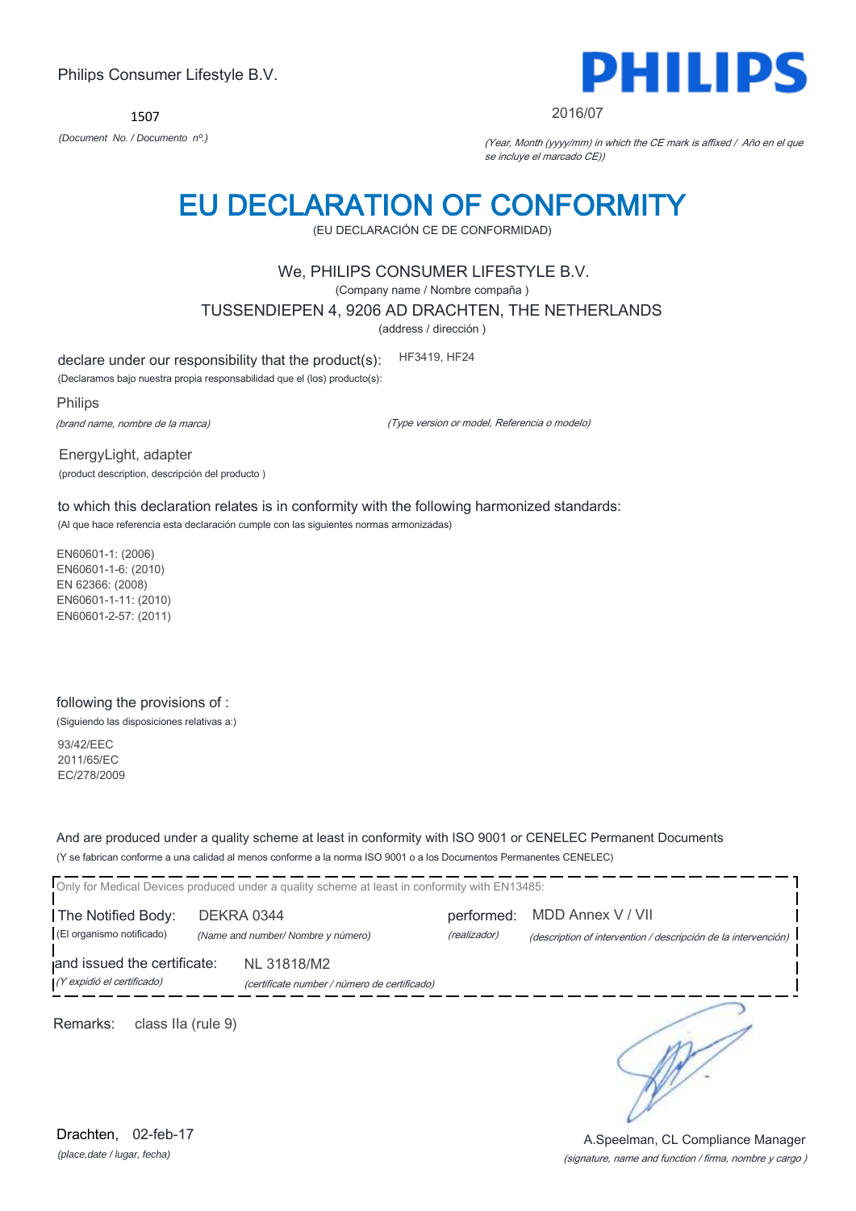Philips Consumer Lifestyle B.V.

1507

*(Document No. / Documento nº.)*

PHILIPS

2016/07

*(Year, Month (yyyy/mm) in which the CE mark is affixed / Año en el que se incluye el marcado CE))*

# EU DECLARATION OF CONFORMITY

(EU DECLARACIÓN CE DE CONFORMIDAD)

We, PHILIPS CONSUMER LIFESTYLE B.V.

(Company name / Nombre compaña )

TUSSENDIEPEN 4, 9206 AD DRACHTEN, THE NETHERLANDS

(address / dirección )

declare under our responsibility that the product(s): HF3419, HF24

(Declaramos bajo nuestra propia responsabilidad que el (los) producto(s):

Philips

*(brand name, nombre de la marca)*

*(Type version or model, Referencia o modelo)*

EnergyLight, adapter

(product description, descripción del producto )

to which this declaration relates is in conformity with the following harmonized standards:

(Al que hace referencia esta declaración cumple con las siguientes normas armonizadas)

EN60601-1: (2006)
EN60601-1-6: (2010)
EN 62366: (2008)
EN60601-1-11: (2010)
EN60601-2-57: (2011)

following the provisions of :

(Siguiendo las disposiciones relativas a:)

93/42/EEC
2011/65/EC
EC/278/2009

And are produced under a quality scheme at least in conformity with ISO 9001 or CENELEC Permanent Documents

(Y se fabrican conforme a una calidad al menos conforme a la norma ISO 9001 o a los Documentos Permanentes CENELEC)

Only for Medical Devices produced under a quality scheme at least in conformity with EN13485:

The Notified Body: DEKRA 0344 performed: MDD Annex V / VII

(El organismo notificado) *(Name and number/ Nombre y número)* *(realizador)* *(description of intervention / descripción de la intervención)*

and issued the certificate: NL 31818/M2

*(Y expidió el certificado)* *(certificate number / número de certificado)*

Remarks: class IIa (rule 9)

Drachten, 02-feb-17

*(place,date / lugar, fecha)*

A.Speelman, CL Compliance Manager

*(signature, name and function / firma, nombre y cargo )*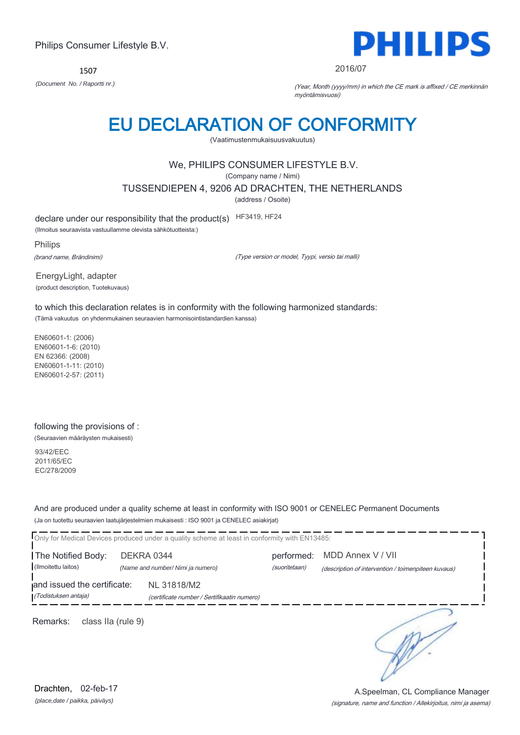Philips Consumer Lifestyle B.V.

1507

*(Document No. / Raportti nr.)*

**PHILIPS**

2016/07

*(Year, Month (yyyy/mm) in which the CE mark is affixed / CE merkinnän myöntämisvuosi)*

# EU DECLARATION OF CONFORMITY

(Vaatimustenmukaisuusvakuutus)

We, PHILIPS CONSUMER LIFESTYLE B.V.

(Company name / Nimi)

TUSSENDIEPEN 4, 9206 AD DRACHTEN, THE NETHERLANDS

(address / Osoite)

declare under our responsibility that the product(s) HF3419, HF24

(Ilmoitus seuraavista vastuullamme olevista sähkötuotteista:)

Philips

*(brand name, Brändinimi)* *(Type version or model, Tyypi, versio tai malli)*

EnergyLight, adapter

(product description, Tuotekuvaus)

to which this declaration relates is in conformity with the following harmonized standards:

(Tämä vakuutus on yhdenmukainen seuraavien harmonisointistandardien kanssa)

EN60601-1: (2006)
EN60601-1-6: (2010)
EN 62366: (2008)
EN60601-1-11: (2010)
EN60601-2-57: (2011)

following the provisions of :

(Seuraavien määräysten mukaisesti)

93/42/EEC
2011/65/EC
EC/278/2009

And are produced under a quality scheme at least in conformity with ISO 9001 or CENELEC Permanent Documents

(Ja on tuotettu seuraavien laatujärjestelmien mukaisesti : ISO 9001 ja CENELEC asiakirjat)

Only for Medical Devices produced under a quality scheme at least in conformity with EN13485:

The Notified Body: DEKRA 0344 performed: MDD Annex V / VII

(Ilmoitettu laitos) *(Name and number/ Nimi ja numero)* *(suoritetaan)* *(description of intervention / toimenpiteen kuvaus)*

and issued the certificate: NL 31818/M2

*(Todistuksen antaja)* *(certificate number / Sertifikaatin numero)*

Remarks: class IIa (rule 9)

Drachten, 02-feb-17

*(place,date / paikka, päiväys)*

A.Speelman, CL Compliance Manager

*(signature, name and function / Allekirjoitus, nimi ja asema)*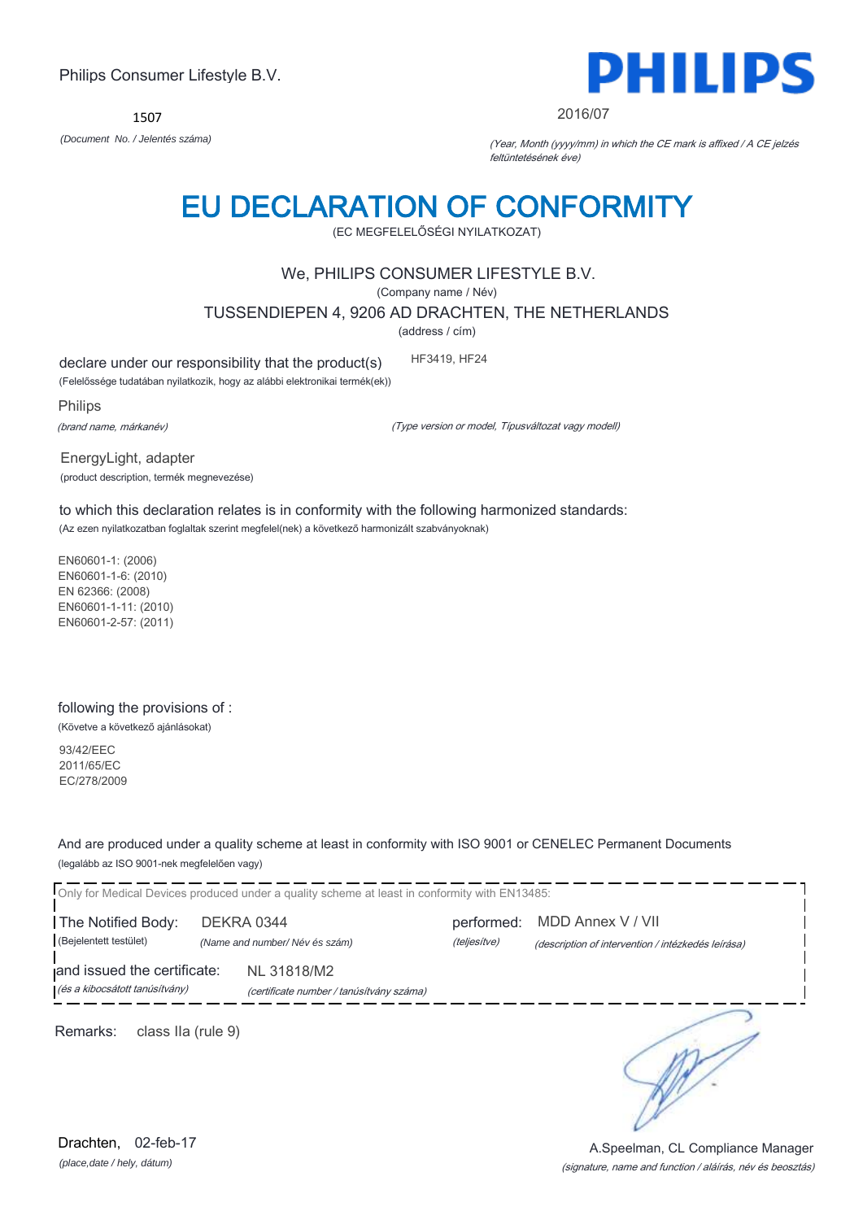Philips Consumer Lifestyle B.V.

**PHILIPS**

1507

*(Document No. / Jelentés száma)*

2016/07

*(Year, Month (yyyy/mm) in which the CE mark is affixed / A CE jelzés feltüntetésének éve)*

# EU DECLARATION OF CONFORMITY

(EC MEGFELELŐSÉGI NYILATKOZAT)

We, PHILIPS CONSUMER LIFESTYLE B.V.

(Company name / Név)

TUSSENDIEPEN 4, 9206 AD DRACHTEN, THE NETHERLANDS

(address / cím)

declare under our responsibility that the product(s) HF3419, HF24

(Felelőssége tudatában nyilatkozik, hogy az alábbi elektronikai termék(ek))

Philips

*(brand name, márkanév)*

*(Type version or model, Típusváltozat vagy modell)*

EnergyLight, adapter

(product description, termék megnevezése)

to which this declaration relates is in conformity with the following harmonized standards:

(Az ezen nyilatkozatban foglaltak szerint megfelel(nek) a következő harmonizált szabványoknak)

EN60601-1: (2006)
EN60601-1-6: (2010)
EN 62366: (2008)
EN60601-1-11: (2010)
EN60601-2-57: (2011)

following the provisions of :

(Követve a következő ajánlásokat)

93/42/EEC
2011/65/EC
EC/278/2009

And are produced under a quality scheme at least in conformity with ISO 9001 or CENELEC Permanent Documents

(legalább az ISO 9001-nek megfelelően vagy)

Only for Medical Devices produced under a quality scheme at least in conformity with EN13485:

The Notified Body: DEKRA 0344 performed: MDD Annex V / VII

(Bejelentett testület) *(Name and number/ Név és szám)* *(teljesítve)* *(description of intervention / intézkedés leírása)*

and issued the certificate: NL 31818/M2

*(és a kibocsátott tanúsítvány)* *(certificate number / tanúsítvány száma)*

Remarks: class IIa (rule 9)

Drachten, 02-feb-17

*(place,date / hely, dátum)*

A.Speelman, CL Compliance Manager

*(signature, name and function / aláírás, név és beosztás)*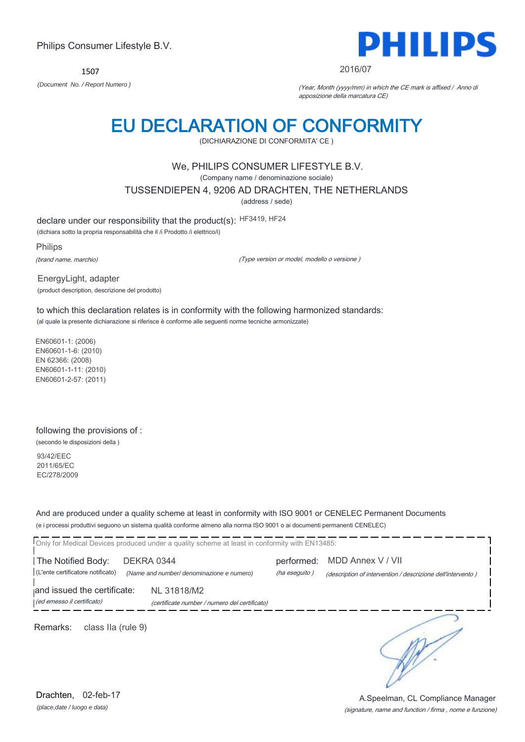Philips Consumer Lifestyle B.V.

1507

*(Document No. / Report Numero )*

**PHILIPS**

2016/07

*(Year, Month (yyyy/mm) in which the CE mark is affixed / Anno di apposizione della marcatura CE)*

# EU DECLARATION OF CONFORMITY

(DICHIARAZIONE DI CONFORMITA' CE )

We, PHILIPS CONSUMER LIFESTYLE B.V.

(Company name / denominazione sociale)

TUSSENDIEPEN 4, 9206 AD DRACHTEN, THE NETHERLANDS

(address / sede)

declare under our responsibility that the product(s): HF3419, HF24

(dichiara sotto la propria responsabilità che il /i Prodotto /i elettrico/i)

Philips

*(brand name, marchio)*

*(Type version or model, modello o versione )*

EnergyLight, adapter

(product description, descrizione del prodotto)

to which this declaration relates is in conformity with the following harmonized standards:

(al quale la presente dichiarazione si riferisce è conforme alle seguenti norme tecniche armonizzate)

EN60601-1: (2006)
EN60601-1-6: (2010)
EN 62366: (2008)
EN60601-1-11: (2010)
EN60601-2-57: (2011)

following the provisions of :

(secondo le disposizioni della )

93/42/EEC
2011/65/EC
EC/278/2009

And are produced under a quality scheme at least in conformity with ISO 9001 or CENELEC Permanent Documents

(e i processi produttivi seguono un sistema qualità conforme almeno alla norma ISO 9001 o ai documenti permanenti CENELEC)

Only for Medical Devices produced under a quality scheme at least in conformity with EN13485:

The Notified Body: DEKRA 0344 performed: MDD Annex V / VII

(L'ente certificatore notificato) *(Name and number/ denominazione e numero)* *(ha eseguito )* *(description of intervention / descrizione dell'intervento )*

and issued the certificate: NL 31818/M2

*(ed emesso il certificato)* *(certificate number / numero del certificato)*

Remarks: class IIa (rule 9)

Drachten, 02-feb-17

*(place,date / luogo e data)*

A.Speelman, CL Compliance Manager

*(signature, name and function / firma , nome e funzione)*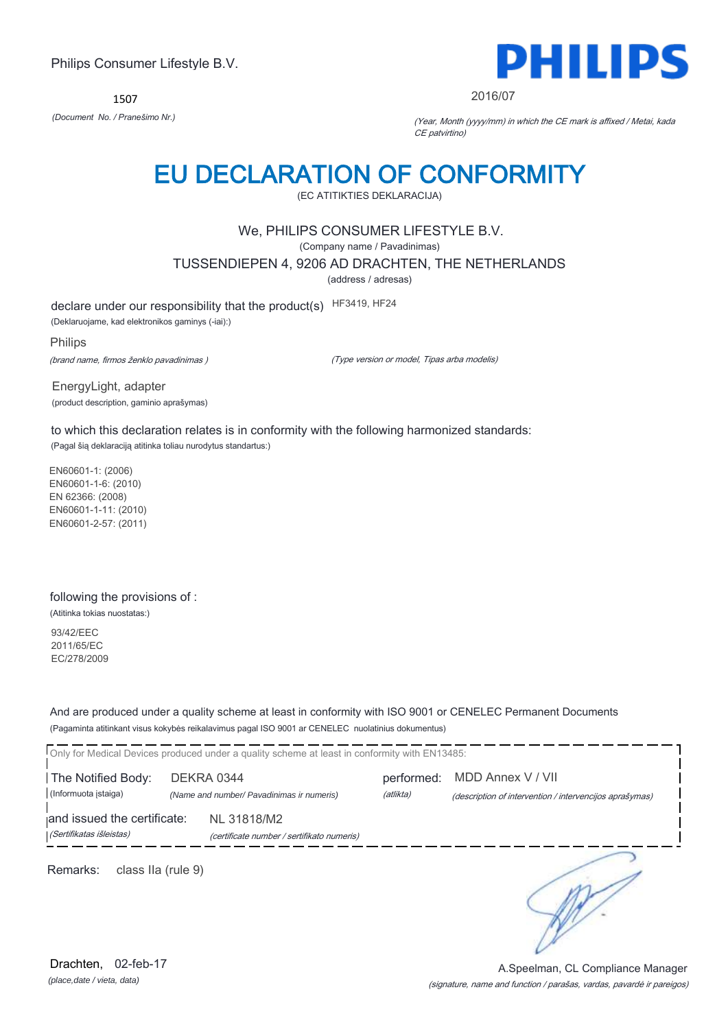Philips Consumer Lifestyle B.V.

1507

*(Document No. / Pranešimo Nr.)*

PHILIPS

2016/07

*(Year, Month (yyyy/mm) in which the CE mark is affixed / Metai, kada CE patvirtino)*

# EU DECLARATION OF CONFORMITY

(EC ATITIKTIES DEKLARACIJA)

We, PHILIPS CONSUMER LIFESTYLE B.V.

(Company name / Pavadinimas)

TUSSENDIEPEN 4, 9206 AD DRACHTEN, THE NETHERLANDS

(address / adresas)

declare under our responsibility that the product(s) HF3419, HF24

(Deklaruojame, kad elektronikos gaminys (-iai):)

Philips

*(brand name, firmos ženklo pavadinimas )*

*(Type version or model, Tipas arba modelis)*

EnergyLight, adapter

(product description, gaminio aprašymas)

to which this declaration relates is in conformity with the following harmonized standards:

(Pagal šią deklaraciją atitinka toliau nurodytus standartus:)

EN60601-1: (2006)
EN60601-1-6: (2010)
EN 62366: (2008)
EN60601-1-11: (2010)
EN60601-2-57: (2011)

following the provisions of :

(Atitinka tokias nuostatas:)

93/42/EEC
2011/65/EC
EC/278/2009

And are produced under a quality scheme at least in conformity with ISO 9001 or CENELEC Permanent Documents

(Pagaminta atitinkant visus kokybės reikalavimus pagal ISO 9001 ar CENELEC nuolatinius dokumentus)

Only for Medical Devices produced under a quality scheme at least in conformity with EN13485:

The Notified Body: DEKRA 0344 performed: MDD Annex V / VII

(Informuota įstaiga) *(Name and number/ Pavadinimas ir numeris)* *(atlikta)* *(description of intervention / intervencijos aprašymas)*

and issued the certificate: NL 31818/M2

*(Sertifikatas išleistas)* *(certificate number / sertifikato numeris)*

Remarks: class IIa (rule 9)

Drachten, 02-feb-17

*(place,date / vieta, data)*

A.Speelman, CL Compliance Manager

*(signature, name and function / parašas, vardas, pavardė ir pareigos)*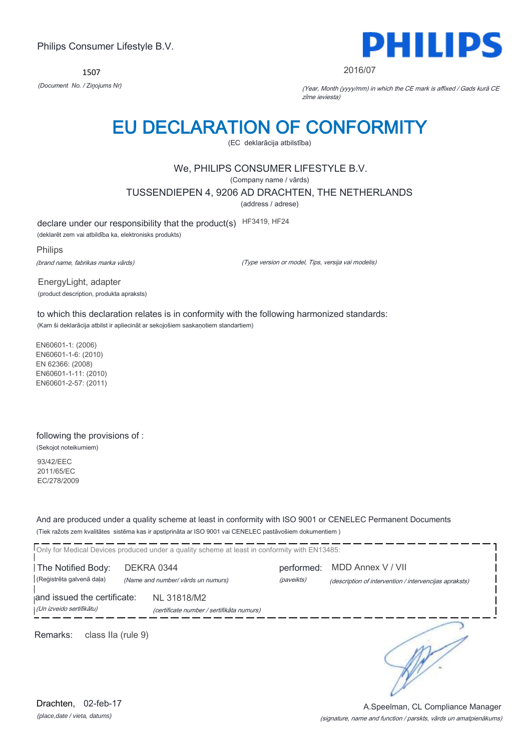Philips Consumer Lifestyle B.V.

1507

*(Document No. / Ziņojums Nr)*

2016/07

*(Year, Month (yyyy/mm) in which the CE mark is affixed / Gads kurā CE zīme ieviesta)*

# EU DECLARATION OF CONFORMITY

(EC deklarācija atbilstība)

We, PHILIPS CONSUMER LIFESTYLE B.V.

(Company name / vārds)

TUSSENDIEPEN 4, 9206 AD DRACHTEN, THE NETHERLANDS

(address / adrese)

declare under our responsibility that the product(s) HF3419, HF24

(deklarēt zem vai atbildība ka, elektronisks produkts)

Philips

*(brand name, fabrikas marka vārds)*

*(Type version or model, Tips, versija vai modelis)*

EnergyLight, adapter

(product description, produkta apraksts)

to which this declaration relates is in conformity with the following harmonized standards:

(Kam šī deklarācija atbilst ir apliecināt ar sekojošiem saskaņotiem standartiem)

EN60601-1: (2006)
EN60601-1-6: (2010)
EN 62366: (2008)
EN60601-1-11: (2010)
EN60601-2-57: (2011)

following the provisions of :

(Sekojot noteikumiem)

93/42/EEC
2011/65/EC
EC/278/2009

And are produced under a quality scheme at least in conformity with ISO 9001 or CENELEC Permanent Documents

(Tiek ražots zem kvalitātes sistēma kas ir apstiprināta ar ISO 9001 vai CENELEC pastāvošiem dokumentiem )

Only for Medical Devices produced under a quality scheme at least in conformity with EN13485:

The Notified Body: DEKRA 0344 — performed: MDD Annex V / VII

(Reģistrēta galvenā daļa) *(Name and number/ vārds un numurs)* — *(paveikts)* *(description of intervention / intervencijas apraksts)*

and issued the certificate: NL 31818/M2

*(Un izveido sertifikātu)* *(certificate number / sertifikāta numurs)*

Remarks: class IIa (rule 9)

Drachten, 02-feb-17

*(place,date / vieta, datums)*

A.Speelman, CL Compliance Manager

*(signature, name and function / parskts, vārds un amatpienākums)*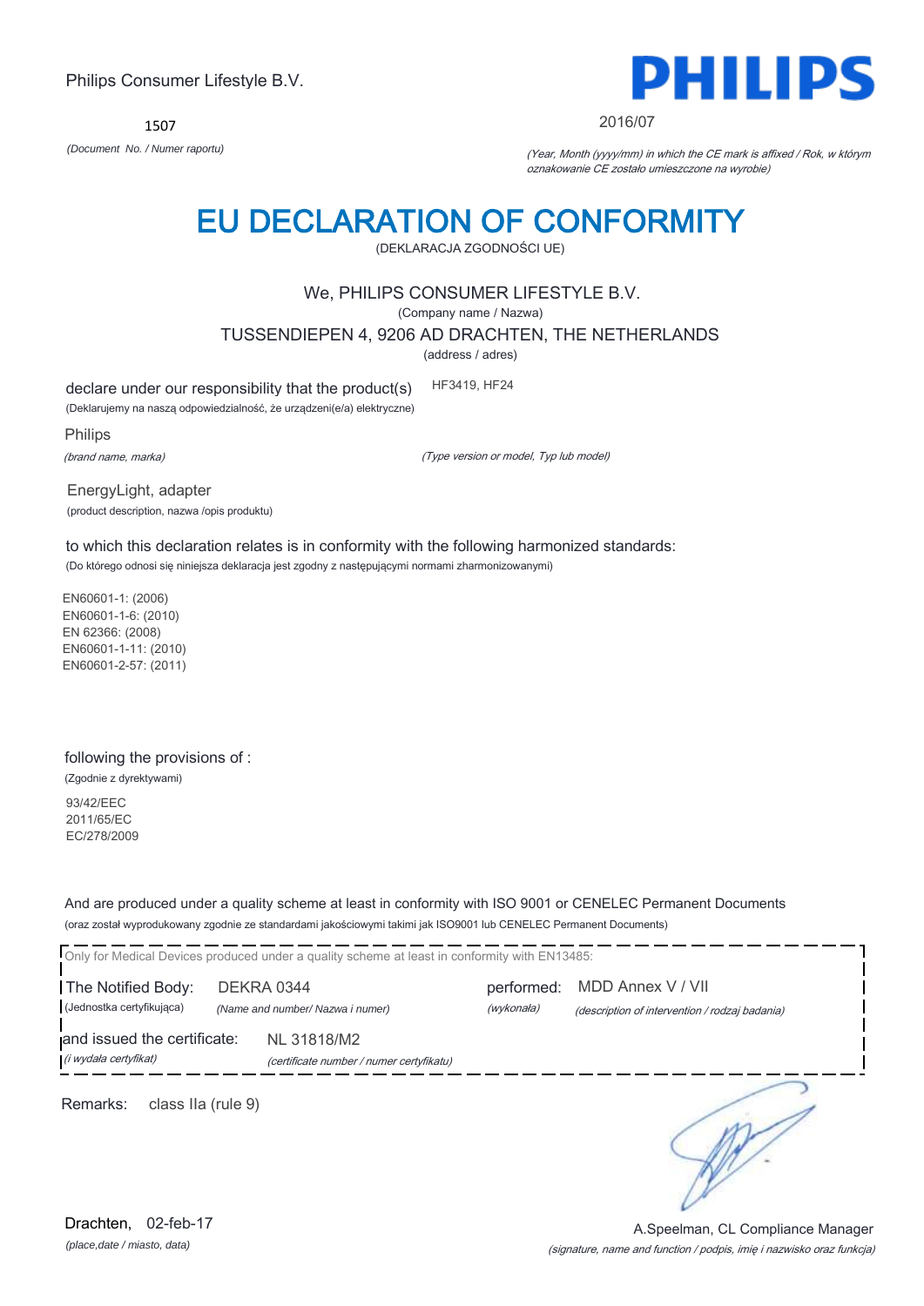Philips Consumer Lifestyle B.V.

**PHILIPS**

1507

*(Document No. / Numer raportu)*

2016/07

*(Year, Month (yyyy/mm) in which the CE mark is affixed / Rok, w którym oznakowanie CE zostało umieszczone na wyrobie)*

# EU DECLARATION OF CONFORMITY

(DEKLARACJA ZGODNOŚCI UE)

We, PHILIPS CONSUMER LIFESTYLE B.V.

(Company name / Nazwa)

TUSSENDIEPEN 4, 9206 AD DRACHTEN, THE NETHERLANDS

(address / adres)

declare under our responsibility that the product(s) HF3419, HF24

(Deklarujemy na naszą odpowiedzialność, że urządzeni(e/a) elektryczne)

Philips

*(brand name, marka)*

*(Type version or model, Typ lub model)*

EnergyLight, adapter

(product description, nazwa /opis produktu)

to which this declaration relates is in conformity with the following harmonized standards:

(Do którego odnosi się niniejsza deklaracja jest zgodny z następującymi normami zharmonizowanymi)

EN60601-1: (2006)
EN60601-1-6: (2010)
EN 62366: (2008)
EN60601-1-11: (2010)
EN60601-2-57: (2011)

following the provisions of :

(Zgodnie z dyrektywami)

93/42/EEC
2011/65/EC
EC/278/2009

And are produced under a quality scheme at least in conformity with ISO 9001 or CENELEC Permanent Documents

(oraz został wyprodukowany zgodnie ze standardami jakościowymi takimi jak ISO9001 lub CENELEC Permanent Documents)

Only for Medical Devices produced under a quality scheme at least in conformity with EN13485:

The Notified Body: DEKRA 0344 performed: MDD Annex V / VII

(Jednostka certyfikująca) *(Name and number/ Nazwa i numer)* *(wykonała)* *(description of intervention / rodzaj badania)*

and issued the certificate: NL 31818/M2

*(i wydała certyfikat)* *(certificate number / numer certyfikatu)*

Remarks: class IIa (rule 9)

Drachten, 02-feb-17

*(place,date / miasto, data)*

A.Speelman, CL Compliance Manager

*(signature, name and function / podpis, imię i nazwisko oraz funkcja)*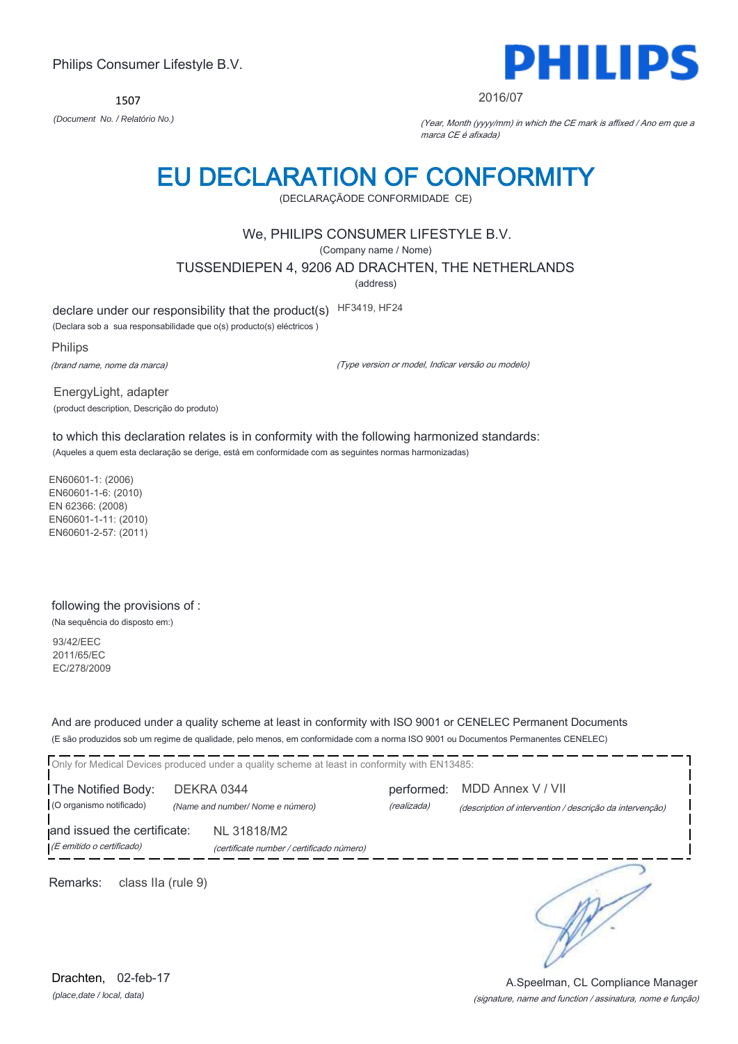Philips Consumer Lifestyle B.V.

1507

*(Document No. / Relatório No.)*

**PHILIPS**

2016/07

*(Year, Month (yyyy/mm) in which the CE mark is affixed / Ano em que a marca CE é afixada)*

# EU DECLARATION OF CONFORMITY

(DECLARAÇÃODE CONFORMIDADE CE)

We, PHILIPS CONSUMER LIFESTYLE B.V.

(Company name / Nome)

TUSSENDIEPEN 4, 9206 AD DRACHTEN, THE NETHERLANDS

(address)

declare under our responsibility that the product(s) HF3419, HF24

(Declara sob a sua responsabilidade que o(s) producto(s) eléctricos )

Philips

*(brand name, nome da marca)*

*(Type version or model, Indicar versão ou modelo)*

EnergyLight, adapter

(product description, Descrição do produto)

to which this declaration relates is in conformity with the following harmonized standards:

(Aqueles a quem esta declaração se derige, está em conformidade com as seguintes normas harmonizadas)

EN60601-1: (2006)
EN60601-1-6: (2010)
EN 62366: (2008)
EN60601-1-11: (2010)
EN60601-2-57: (2011)

following the provisions of :

(Na sequência do disposto em:)

93/42/EEC
2011/65/EC
EC/278/2009

And are produced under a quality scheme at least in conformity with ISO 9001 or CENELEC Permanent Documents

(E são produzidos sob um regime de qualidade, pelo menos, em conformidade com a norma ISO 9001 ou Documentos Permanentes CENELEC)

Only for Medical Devices produced under a quality scheme at least in conformity with EN13485:

The Notified Body: DEKRA 0344 performed: MDD Annex V / VII

(O organismo notificado) *(Name and number/ Nome e número)* *(realizada)* *(description of intervention / descrição da intervenção)*

and issued the certificate: NL 31818/M2

*(E emitido o certificado)* *(certificate number / certificado número)*

Remarks: class IIa (rule 9)

Drachten, 02-feb-17

*(place,date / local, data)*

A.Speelman, CL Compliance Manager

*(signature, name and function / assinatura, nome e função)*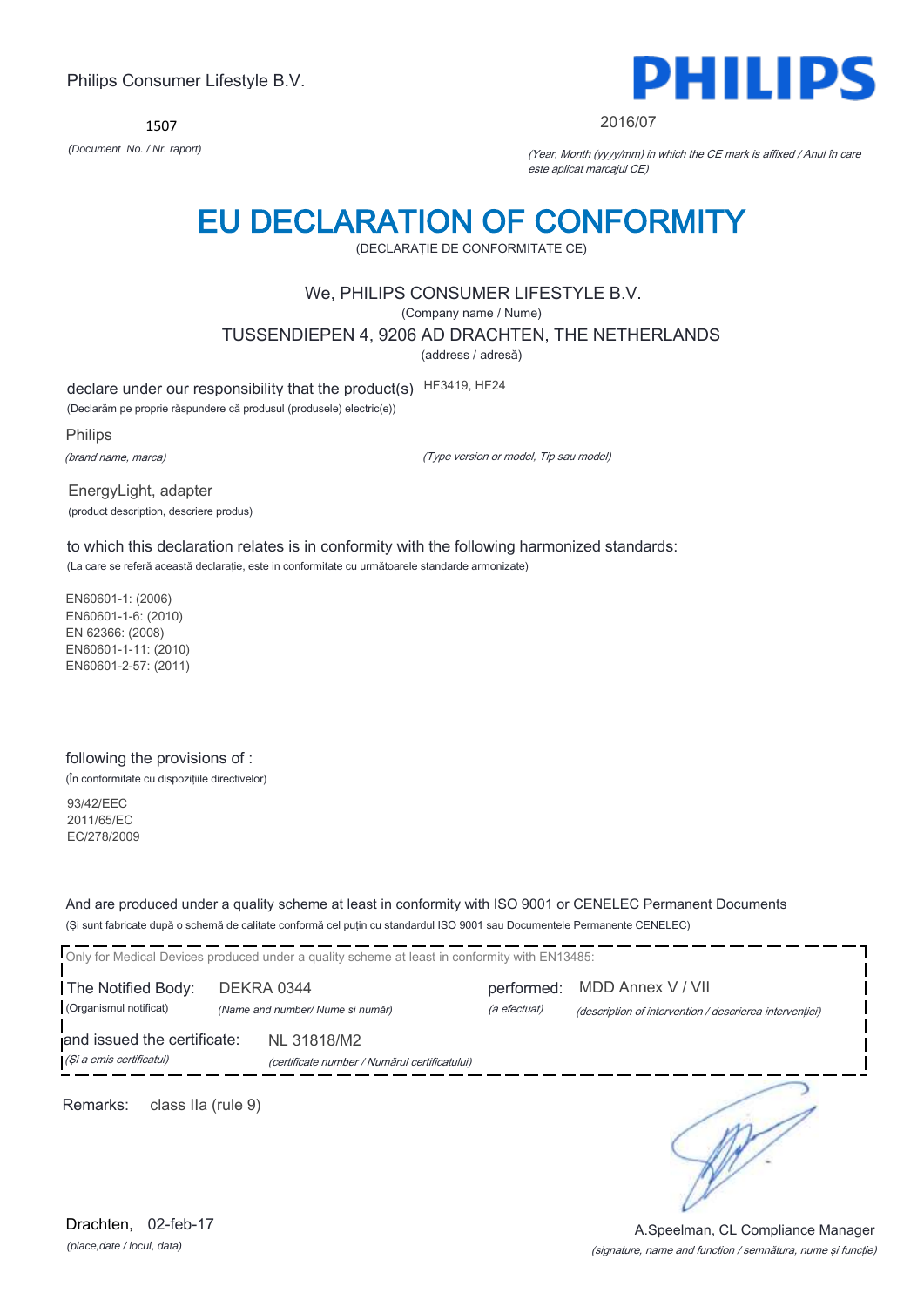Philips Consumer Lifestyle B.V.

1507

*(Document No. / Nr. raport)*

PHILIPS

2016/07

*(Year, Month (yyyy/mm) in which the CE mark is affixed / Anul în care este aplicat marcajul CE)*

# EU DECLARATION OF CONFORMITY

(DECLARAȚIE DE CONFORMITATE CE)

We, PHILIPS CONSUMER LIFESTYLE B.V.

(Company name / Nume)

TUSSENDIEPEN 4, 9206 AD DRACHTEN, THE NETHERLANDS

(address / adresă)

declare under our responsibility that the product(s) HF3419, HF24

(Declarăm pe proprie răspundere că produsul (produsele) electric(e))

Philips

*(brand name, marca)*

*(Type version or model, Tip sau model)*

EnergyLight, adapter

(product description, descriere produs)

to which this declaration relates is in conformity with the following harmonized standards:

(La care se referă această declarație, este in conformitate cu următoarele standarde armonizate)

EN60601-1: (2006)
EN60601-1-6: (2010)
EN 62366: (2008)
EN60601-1-11: (2010)
EN60601-2-57: (2011)

following the provisions of :

(În conformitate cu dispozițiile directivelor)

93/42/EEC
2011/65/EC
EC/278/2009

And are produced under a quality scheme at least in conformity with ISO 9001 or CENELEC Permanent Documents

(Și sunt fabricate după o schemă de calitate conformă cel puțin cu standardul ISO 9001 sau Documentele Permanente CENELEC)

Only for Medical Devices produced under a quality scheme at least in conformity with EN13485:

The Notified Body: DEKRA 0344 — performed: MDD Annex V / VII

(Organismul notificat) *(Name and number/ Nume si număr)* — *(a efectuat)* *(description of intervention / descrierea intervenției)*

and issued the certificate: NL 31818/M2

*(Și a emis certificatul)* *(certificate number / Numărul certificatului)*

Remarks: class IIa (rule 9)

Drachten, 02-feb-17

*(place,date / locul, data)*

A.Speelman, CL Compliance Manager

*(signature, name and function / semnătura, nume și funcție)*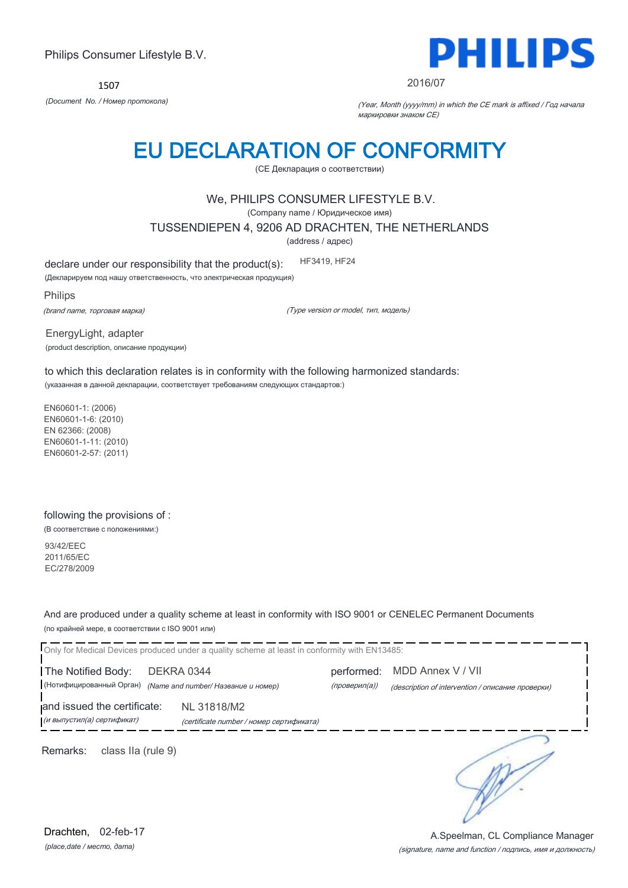Philips Consumer Lifestyle B.V.

1507

*(Document No. / Номер протокола)*

PHILIPS

2016/07

*(Year, Month (yyyy/mm) in which the CE mark is affixed / Год начала маркировки знаком CE)*

# EU DECLARATION OF CONFORMITY

(CE Декларация о соответствии)

We, PHILIPS CONSUMER LIFESTYLE B.V.

(Company name / Юридическое имя)

TUSSENDIEPEN 4, 9206 AD DRACHTEN, THE NETHERLANDS

(address / адрес)

declare under our responsibility that the product(s): HF3419, HF24

(Декларируем под нашу ответственность, что электрическая продукция)

Philips

*(brand name, торговая марка)* *(Type version or model, тип, модель)*

EnergyLight, adapter

(product description, описание продукции)

to which this declaration relates is in conformity with the following harmonized standards:

(указанная в данной декларации, соответствует требованиям следующих стандартов:)

EN60601-1: (2006)
EN60601-1-6: (2010)
EN 62366: (2008)
EN60601-1-11: (2010)
EN60601-2-57: (2011)

following the provisions of :

(В соответствие с положениями:)

93/42/EEC
2011/65/EC
EC/278/2009

And are produced under a quality scheme at least in conformity with ISO 9001 or CENELEC Permanent Documents

(по крайней мере, в соответствии с ISO 9001 или)

Only for Medical Devices produced under a quality scheme at least in conformity with EN13485:

The Notified Body: DEKRA 0344 performed: MDD Annex V / VII

(Нотифицированный Орган) *(Name and number/ Название и номер)* *(проверил(а))* *(description of intervention / описание проверки)*

and issued the certificate: NL 31818/M2

*(и выпустил(а) сертификат)* *(certificate number / номер сертификата)*

Remarks: class IIa (rule 9)

Drachten, 02-feb-17

*(place,date / место, дата)*

A.Speelman, CL Compliance Manager

*(signature, name and function / подпись, имя и должность)*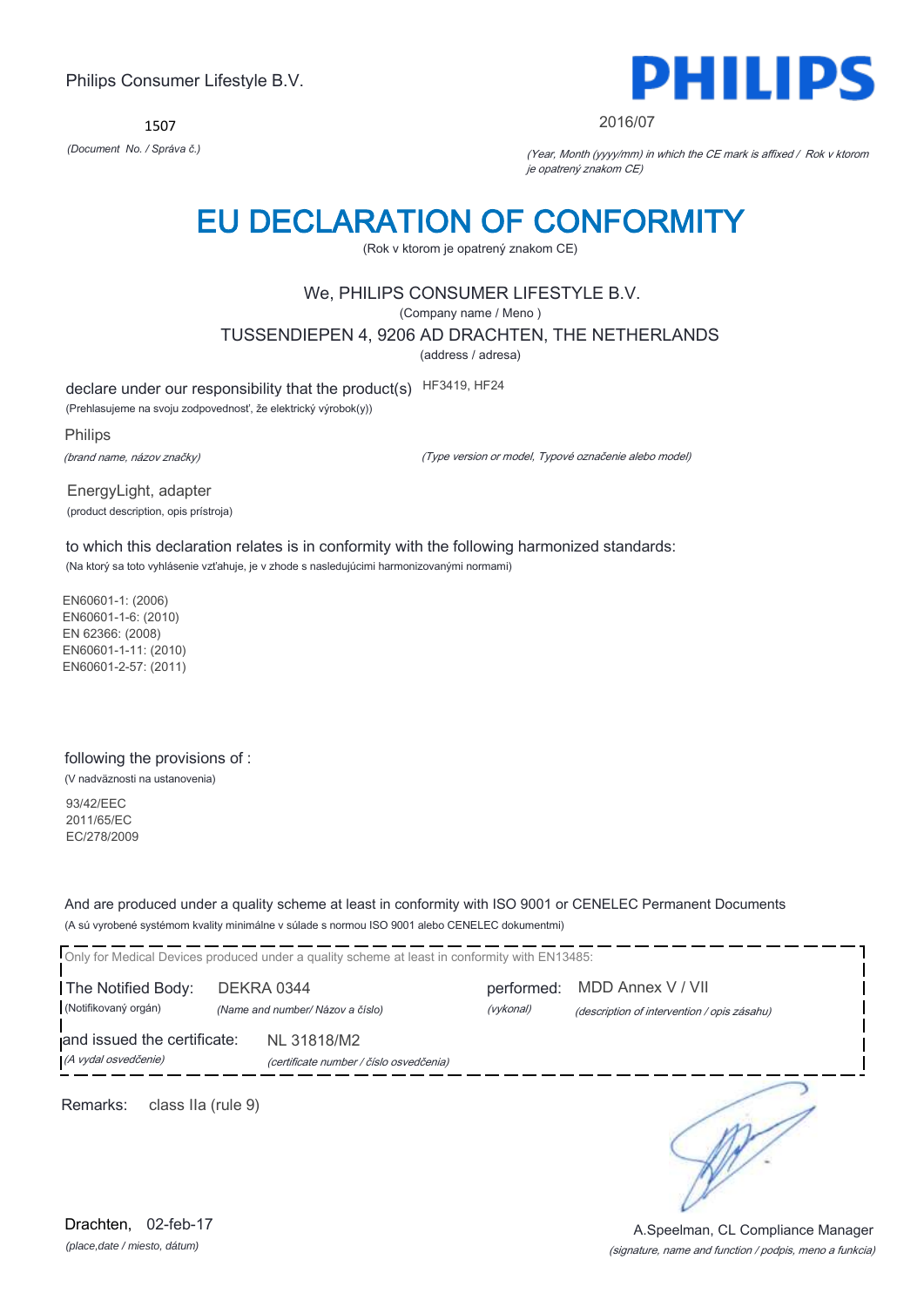Philips Consumer Lifestyle B.V.

1507

*(Document No. / Správa č.)*

PHILIPS

2016/07

*(Year, Month (yyyy/mm) in which the CE mark is affixed / Rok v ktorom je opatrený znakom CE)*

# EU DECLARATION OF CONFORMITY

(Rok v ktorom je opatrený znakom CE)

We, PHILIPS CONSUMER LIFESTYLE B.V.

(Company name / Meno )

TUSSENDIEPEN 4, 9206 AD DRACHTEN, THE NETHERLANDS

(address / adresa)

declare under our responsibility that the product(s) HF3419, HF24

(Prehlasujeme na svoju zodpovednosť, že elektrický výrobok(y))

Philips

*(brand name, názov značky)*

*(Type version or model, Typové označenie alebo model)*

EnergyLight, adapter

(product description, opis prístroja)

to which this declaration relates is in conformity with the following harmonized standards:

(Na ktorý sa toto vyhlásenie vzťahuje, je v zhode s nasledujúcimi harmonizovanými normami)

EN60601-1: (2006)
EN60601-1-6: (2010)
EN 62366: (2008)
EN60601-1-11: (2010)
EN60601-2-57: (2011)

following the provisions of :

(V nadväznosti na ustanovenia)

93/42/EEC
2011/65/EC
EC/278/2009

And are produced under a quality scheme at least in conformity with ISO 9001 or CENELEC Permanent Documents

(A sú vyrobené systémom kvality minimálne v súlade s normou ISO 9001 alebo CENELEC dokumentmi)

Only for Medical Devices produced under a quality scheme at least in conformity with EN13485:

The Notified Body: DEKRA 0344 performed: MDD Annex V / VII
(Notifikovaný orgán) *(Name and number/ Názov a číslo)* *(vykonal)* *(description of intervention / opis zásahu)*

and issued the certificate: NL 31818/M2
*(A vydal osvedčenie)* *(certificate number / číslo osvedčenia)*

Remarks: class IIa (rule 9)

Drachten, 02-feb-17

*(place,date / miesto, dátum)*

A.Speelman, CL Compliance Manager

*(signature, name and function / podpis, meno a funkcia)*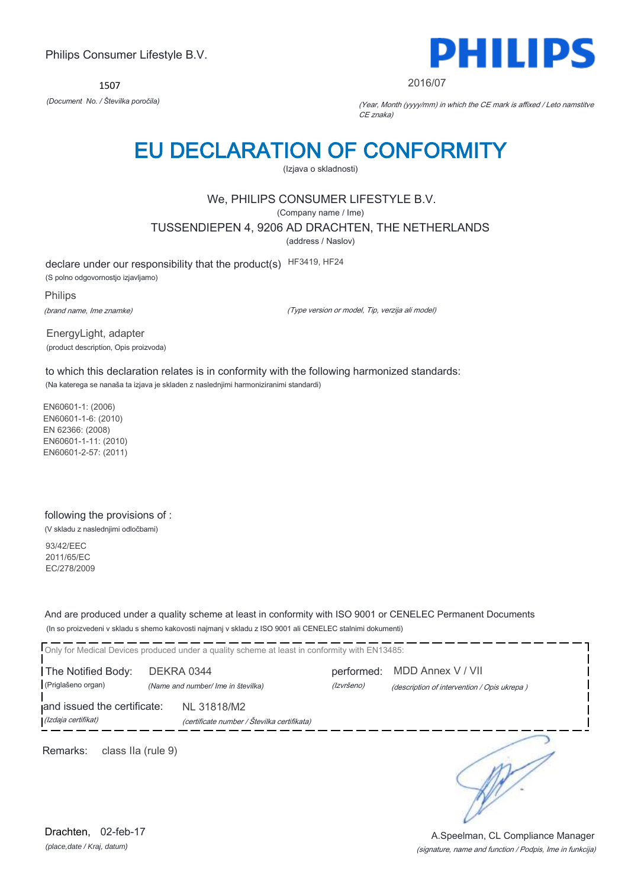Philips Consumer Lifestyle B.V.

1507

*(Document No. / Številka poročila)*

**PHILIPS**

2016/07

*(Year, Month (yyyy/mm) in which the CE mark is affixed / Leto namstitve CE znaka)*

# EU DECLARATION OF CONFORMITY

(Izjava o skladnosti)

We, PHILIPS CONSUMER LIFESTYLE B.V.

(Company name / Ime)

TUSSENDIEPEN 4, 9206 AD DRACHTEN, THE NETHERLANDS

(address / Naslov)

declare under our responsibility that the product(s) HF3419, HF24

(S polno odgovornostjo izjavljamo)

Philips

*(brand name, Ime znamke)*

*(Type version or model, Tip, verzija ali model)*

EnergyLight, adapter

(product description, Opis proizvoda)

to which this declaration relates is in conformity with the following harmonized standards:

(Na katerega se nanaša ta izjava je skladen z naslednjimi harmoniziranimi standardi)

EN60601-1: (2006)
EN60601-1-6: (2010)
EN 62366: (2008)
EN60601-1-11: (2010)
EN60601-2-57: (2011)

following the provisions of :

(V skladu z naslednjimi odločbami)

93/42/EEC
2011/65/EC
EC/278/2009

And are produced under a quality scheme at least in conformity with ISO 9001 or CENELEC Permanent Documents

(In so proizvedeni v skladu s shemo kakovosti najmanj v skladu z ISO 9001 ali CENELEC stalnimi dokumenti)

Only for Medical Devices produced under a quality scheme at least in conformity with EN13485:

The Notified Body: DEKRA 0344 performed: MDD Annex V / VII

(Priglašeno organ) *(Name and number/ Ime in številka)* *(Izvršeno)* *(description of intervention / Opis ukrepa )*

and issued the certificate: NL 31818/M2

*(Izdaja certifikat)* *(certificate number / Številka certifikata)*

Remarks: class IIa (rule 9)

Drachten, 02-feb-17

*(place,date / Kraj, datum)*

A.Speelman, CL Compliance Manager

*(signature, name and function / Podpis, Ime in funkcija)*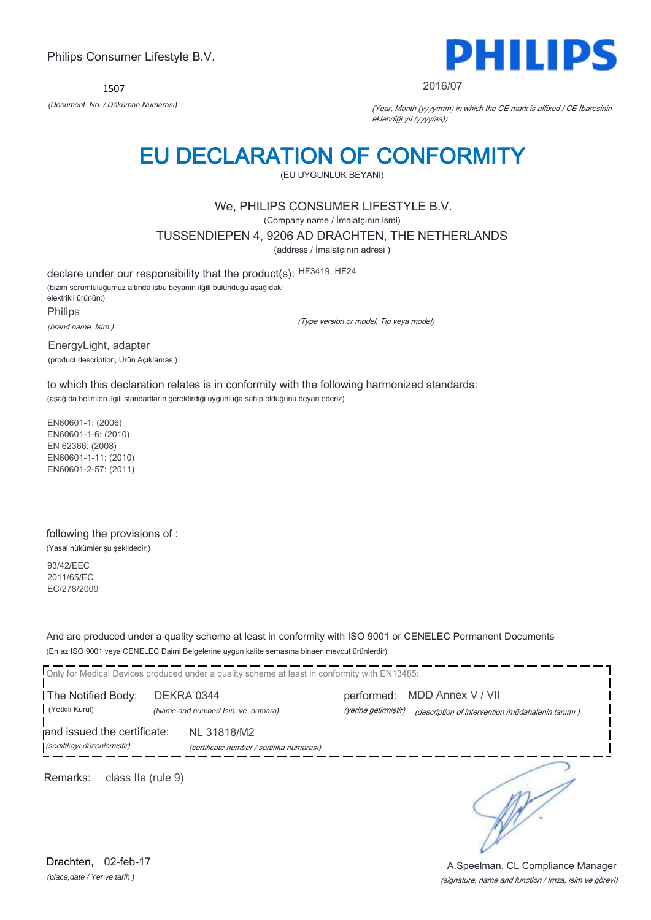Philips Consumer Lifestyle B.V.

1507

*(Document No. / Döküman Numarası)*

PHILIPS

2016/07

*(Year, Month (yyyy/mm) in which the CE mark is affixed / CE İbaresinin eklendiği yıl (yyyy/aa))*

# EU DECLARATION OF CONFORMITY

(EU UYGUNLUK BEYANI)

We, PHILIPS CONSUMER LIFESTYLE B.V.

(Company name / İmalatçının ismi)

TUSSENDIEPEN 4, 9206 AD DRACHTEN, THE NETHERLANDS

(address / İmalatçının adresi )

declare under our responsibility that the product(s): HF3419, HF24

(bizim sorumluluğumuz altında işbu beyanın ilgili bulunduğu aşağıdaki elektrikli ürünün:)

Philips

*(brand name, İsim )*

*(Type version or model, Tip veya model)*

EnergyLight, adapter

(product description, Ürün Açıklamas )

to which this declaration relates is in conformity with the following harmonized standards:

(aşağıda belirtilen ilgili standartların gerektirdiği uygunluğa sahip olduğunu beyan ederiz)

EN60601-1: (2006)
EN60601-1-6: (2010)
EN 62366: (2008)
EN60601-1-11: (2010)
EN60601-2-57: (2011)

following the provisions of :

(Yasal hükümler şu şekildedir:)

93/42/EEC
2011/65/EC
EC/278/2009

And are produced under a quality scheme at least in conformity with ISO 9001 or CENELEC Permanent Documents

(En az ISO 9001 veya CENELEC Daimi Belgelerine uygun kalite şemasına binaen mevcut ürünlerdir)

Only for Medical Devices produced under a quality scheme at least in conformity with EN13485:

The Notified Body: DEKRA 0344 — performed: MDD Annex V / VII

(Yetkili Kurul) *(Name and number/ Isin ve numara)* — *(yerine getirmiştir)* *(description of intervention /müdahalenin tanımı )*

and issued the certificate: NL 31818/M2

*(sertifikayı düzenlemiştir)* *(certificate number / sertifika numarası)*

Remarks: class IIa (rule 9)

Drachten, 02-feb-17

*(place,date / Yer ve tarih )*

A.Speelman, CL Compliance Manager

*(signature, name and function / İmza, isim ve görevi)*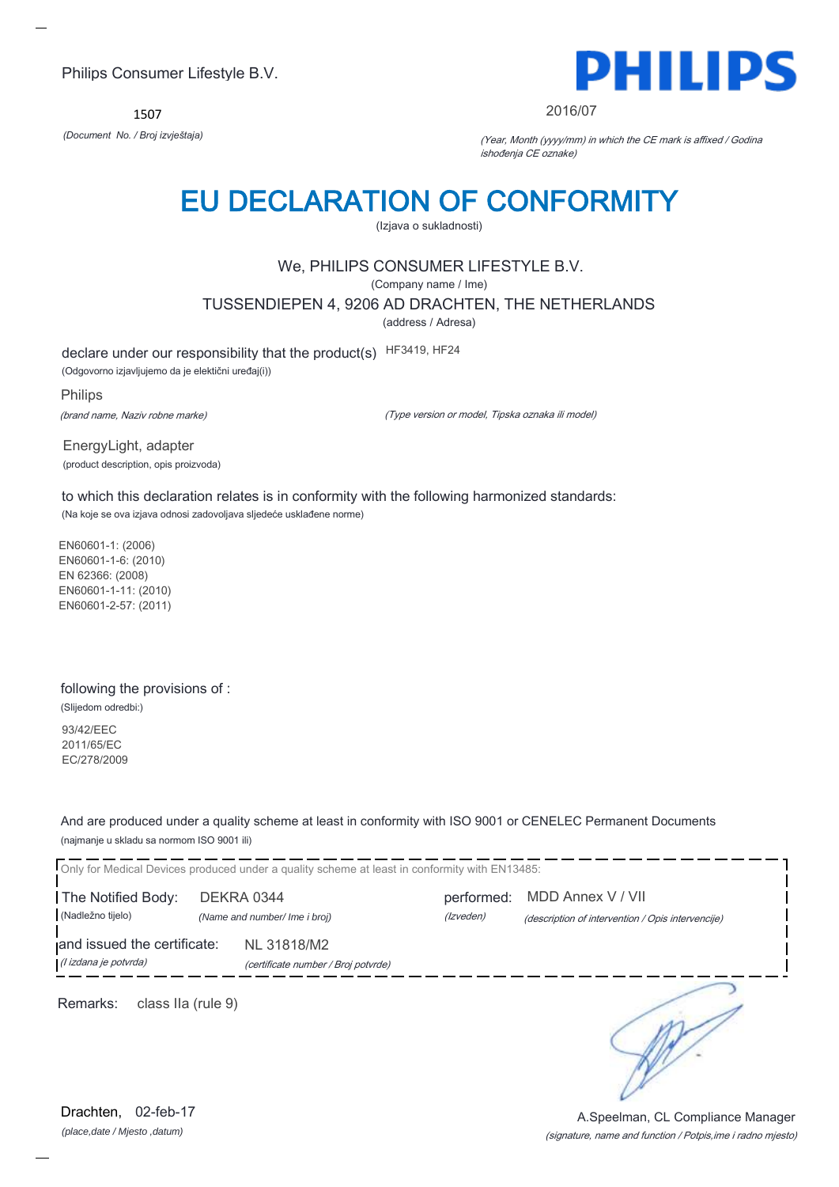Philips Consumer Lifestyle B.V.

1507

*(Document No. / Broj izvještaja)*

PHILIPS

2016/07

*(Year, Month (yyyy/mm) in which the CE mark is affixed / Godina ishođenja CE oznake)*

# EU DECLARATION OF CONFORMITY

(Izjava o sukladnosti)

We, PHILIPS CONSUMER LIFESTYLE B.V.

(Company name / Ime)

TUSSENDIEPEN 4, 9206 AD DRACHTEN, THE NETHERLANDS

(address / Adresa)

declare under our responsibility that the product(s) HF3419, HF24

(Odgovorno izjavljujemo da je električni uređaj(i))

Philips

*(brand name, Naziv robne marke)* *(Type version or model, Tipska oznaka ili model)*

EnergyLight, adapter

(product description, opis proizvoda)

to which this declaration relates is in conformity with the following harmonized standards:

(Na koje se ova izjava odnosi zadovoljava sljedeće usklađene norme)

EN60601-1: (2006)
EN60601-1-6: (2010)
EN 62366: (2008)
EN60601-1-11: (2010)
EN60601-2-57: (2011)

following the provisions of :

(Slijedom odredbi:)

93/42/EEC
2011/65/EC
EC/278/2009

And are produced under a quality scheme at least in conformity with ISO 9001 or CENELEC Permanent Documents

(najmanje u skladu sa normom ISO 9001 ili)

Only for Medical Devices produced under a quality scheme at least in conformity with EN13485:

The Notified Body: DEKRA 0344 performed: MDD Annex V / VII

(Nadležno tijelo) *(Name and number/ Ime i broj)* *(Izveden)* *(description of intervention / Opis intervencije)*

and issued the certificate: NL 31818/M2

*(I izdana je potvrda)* *(certificate number / Broj potvrde)*

Remarks: class IIa (rule 9)

Drachten, 02-feb-17

*(place,date / Mjesto ,datum)*

A.Speelman, CL Compliance Manager

*(signature, name and function / Potpis,ime i radno mjesto)*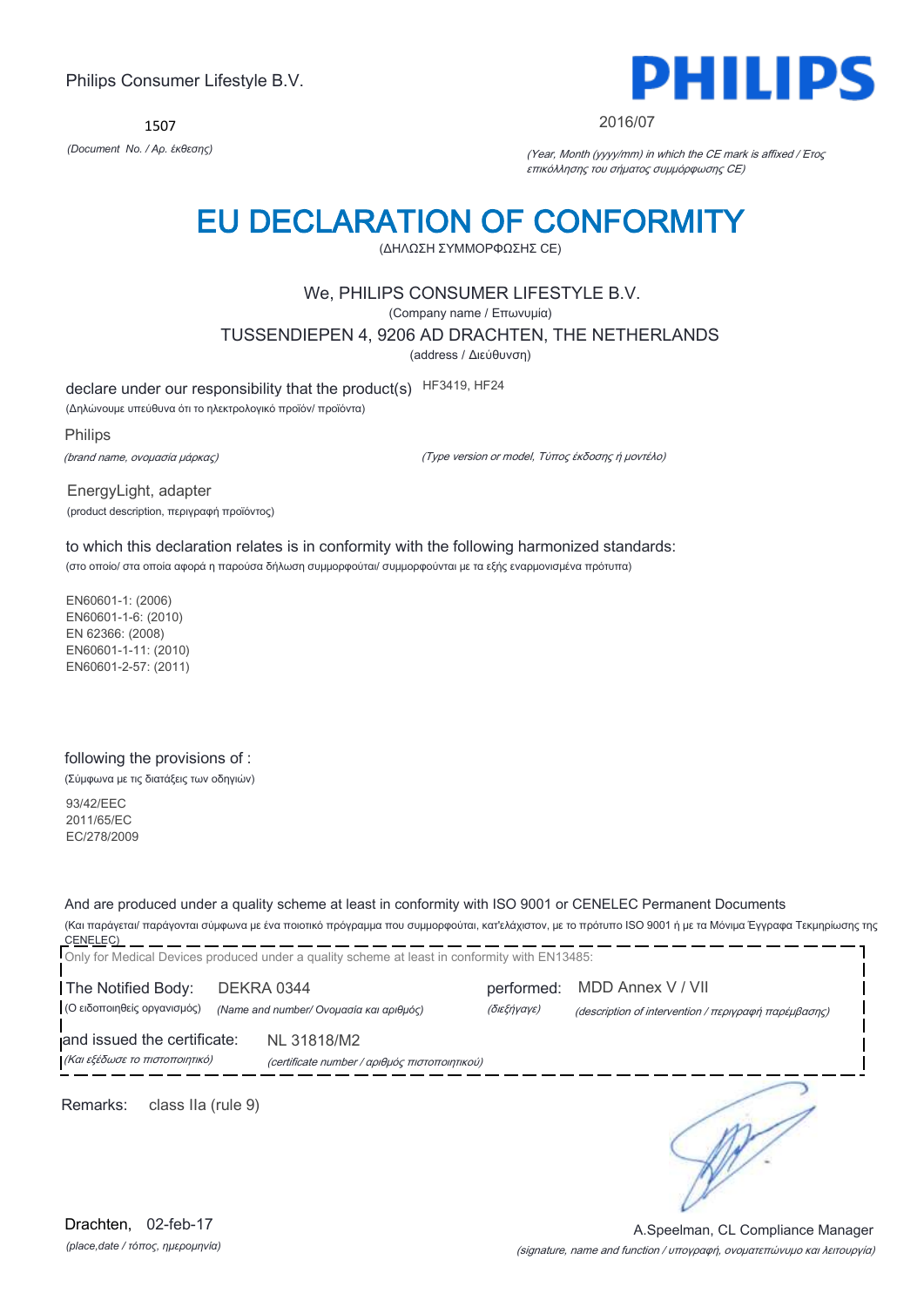Philips Consumer Lifestyle B.V.

1507

*(Document No. / Αρ. έκθεσης)*

PHILIPS

2016/07

*(Year, Month (yyyy/mm) in which the CE mark is affixed / Έτος επικόλλησης του σήματος συμμόρφωσης CE)*

# EU DECLARATION OF CONFORMITY

(ΔΗΛΩΣΗ ΣΥΜΜΟΡΦΩΣΗΣ CE)

We, PHILIPS CONSUMER LIFESTYLE B.V.

(Company name / Επωνυμία)

TUSSENDIEPEN 4, 9206 AD DRACHTEN, THE NETHERLANDS

(address / Διεύθυνση)

declare under our responsibility that the product(s) HF3419, HF24

(Δηλώνουμε υπεύθυνα ότι το ηλεκτρολογικό προϊόν/ προϊόντα)

Philips

*(brand name, ονομασία μάρκας)*

*(Type version or model, Τύπος έκδοσης ή μοντέλο)*

EnergyLight, adapter

(product description, περιγραφή προϊόντος)

to which this declaration relates is in conformity with the following harmonized standards:

(στο οποίο/ στα οποία αφορά η παρούσα δήλωση συμμορφούται/ συμμορφούνται με τα εξής εναρμονισμένα πρότυπα)

EN60601-1: (2006)
EN60601-1-6: (2010)
EN 62366: (2008)
EN60601-1-11: (2010)
EN60601-2-57: (2011)

following the provisions of :

(Σύμφωνα με τις διατάξεις των οδηγιών)

93/42/EEC
2011/65/EC
EC/278/2009

And are produced under a quality scheme at least in conformity with ISO 9001 or CENELEC Permanent Documents

(Και παράγεται/ παράγονται σύμφωνα με ένα ποιοτικό πρόγραμμα που συμμορφούται, κατ'ελάχιστον, με το πρότυπο ISO 9001 ή με τα Μόνιμα Έγγραφα Τεκμηρίωσης της CENELEC)

Only for Medical Devices produced under a quality scheme at least in conformity with EN13485:

The Notified Body: DEKRA 0344 performed: MDD Annex V / VII

(Ο ειδοποιηθείς οργανισμός) *(Name and number/ Ονομασία και αριθμός)* *(διεξήγαγε)* *(description of intervention / περιγραφή παρέμβασης)*

and issued the certificate: NL 31818/M2

*(Και εξέδωσε το πιστοποιητικό)* *(certificate number / αριθμός πιστοποιητικού)*

Remarks: class IIa (rule 9)

Drachten, 02-feb-17

*(place,date / τόπος, ημερομηνία)*

A.Speelman, CL Compliance Manager

*(signature, name and function / υπογραφή, ονοματεπώνυμο και λειτουργία)*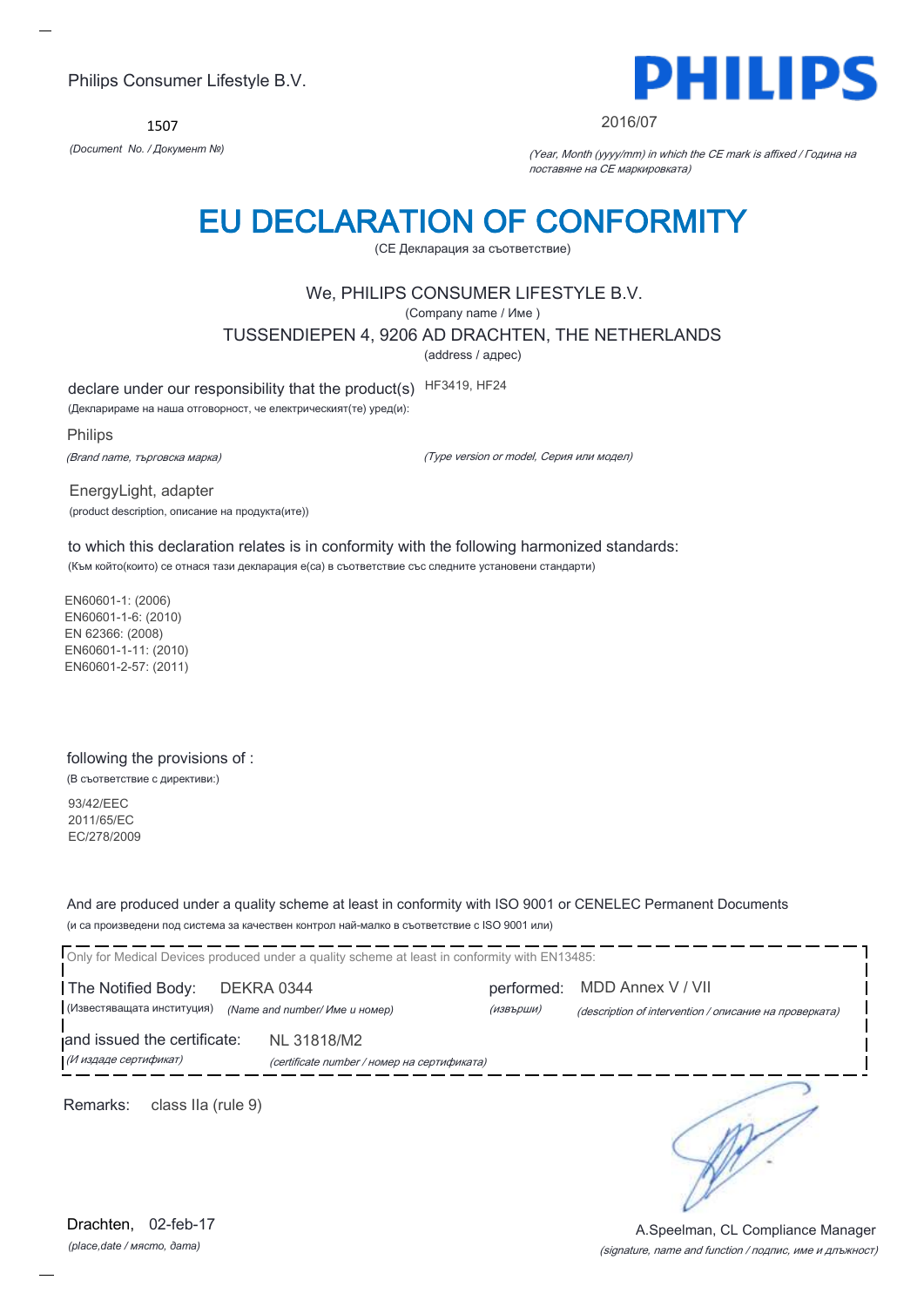Philips Consumer Lifestyle B.V.

1507

*(Document No. / Документ №)*

PHILIPS

2016/07

*(Year, Month (yyyy/mm) in which the CE mark is affixed / Година на поставяне на CE маркировката)*

# EU DECLARATION OF CONFORMITY

(CE Декларация за съответствие)

We, PHILIPS CONSUMER LIFESTYLE B.V.

(Company name / Име )

TUSSENDIEPEN 4, 9206 AD DRACHTEN, THE NETHERLANDS

(address / адрес)

declare under our responsibility that the product(s) HF3419, HF24

(Декларираме на наша отговорност, че електрическият(те) уред(и):

Philips

*(Brand name, търговска марка)*

*(Type version or model, Серия или модел)*

EnergyLight, adapter

(product description, описание на продукта(ите))

to which this declaration relates is in conformity with the following harmonized standards:

(Към който(които) се отнася тази декларация е(са) в съответствие със следните установени стандарти)

EN60601-1: (2006)
EN60601-1-6: (2010)
EN 62366: (2008)
EN60601-1-11: (2010)
EN60601-2-57: (2011)

following the provisions of :

(В съответствие с директиви:)

93/42/EEC
2011/65/EC
EC/278/2009

And are produced under a quality scheme at least in conformity with ISO 9001 or CENELEC Permanent Documents

(и са произведени под система за качествен контрол най-малко в съответствие с ISO 9001 или)

Only for Medical Devices produced under a quality scheme at least in conformity with EN13485:

The Notified Body: DEKRA 0344 performed: MDD Annex V / VII

(Известяващата институция) *(Name and number/ Име и номер)* *(извърши)* *(description of intervention / описание на проверката)*

and issued the certificate: NL 31818/M2

*(И издаде сертификат)* *(certificate number / номер на сертификата)*

Remarks: class IIa (rule 9)

Drachten, 02-feb-17

*(place,date / място, дата)*

A.Speelman, CL Compliance Manager

*(signature, name and function / подпис, име и длъжност)*